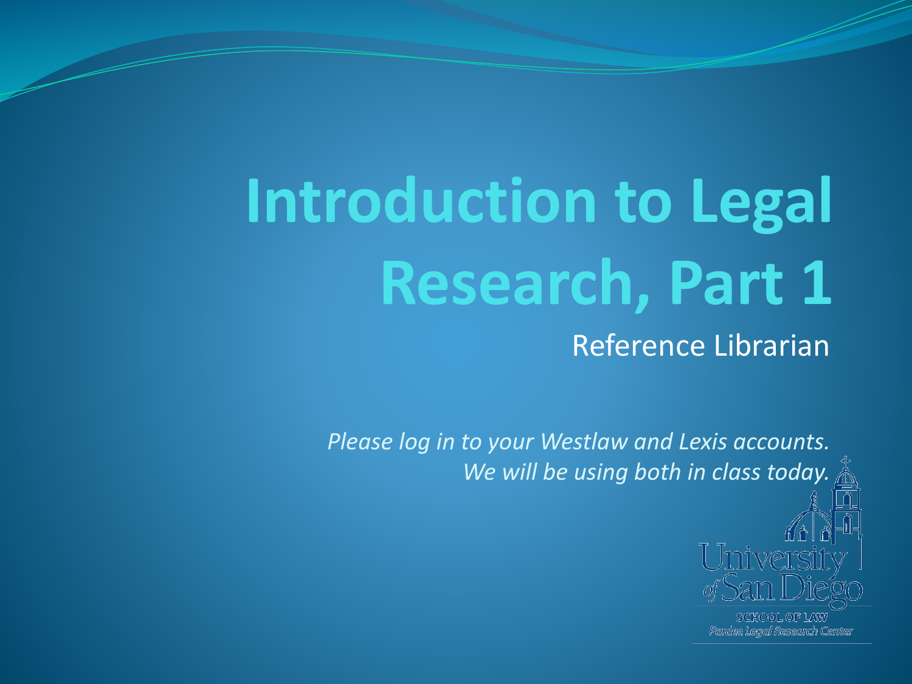# Introduction to Legal Research, Part 1

Reference Librarian

*Please log in to your Westlaw and Lexis accounts.*
*We will be using both in class today.*

University of San Diego
SCHOOL OF LAW
*Pardee Legal Research Center*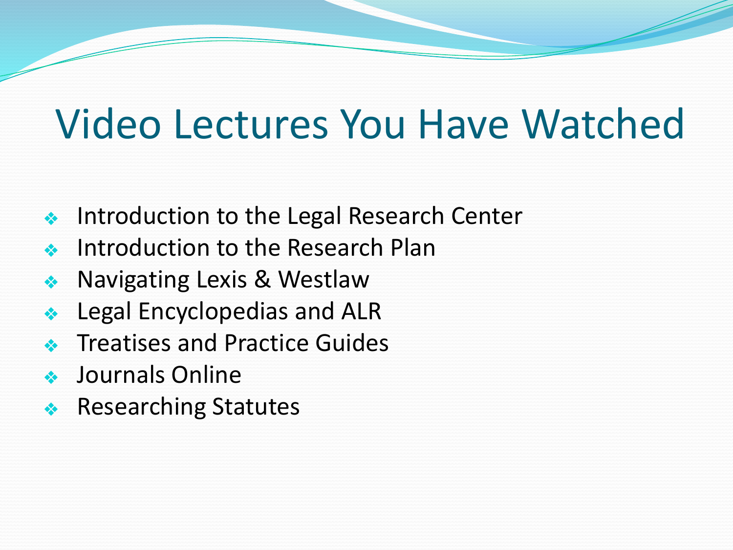# Video Lectures You Have Watched

- Introduction to the Legal Research Center
- Introduction to the Research Plan
- Navigating Lexis & Westlaw
- Legal Encyclopedias and ALR
- Treatises and Practice Guides
- Journals Online
- Researching Statutes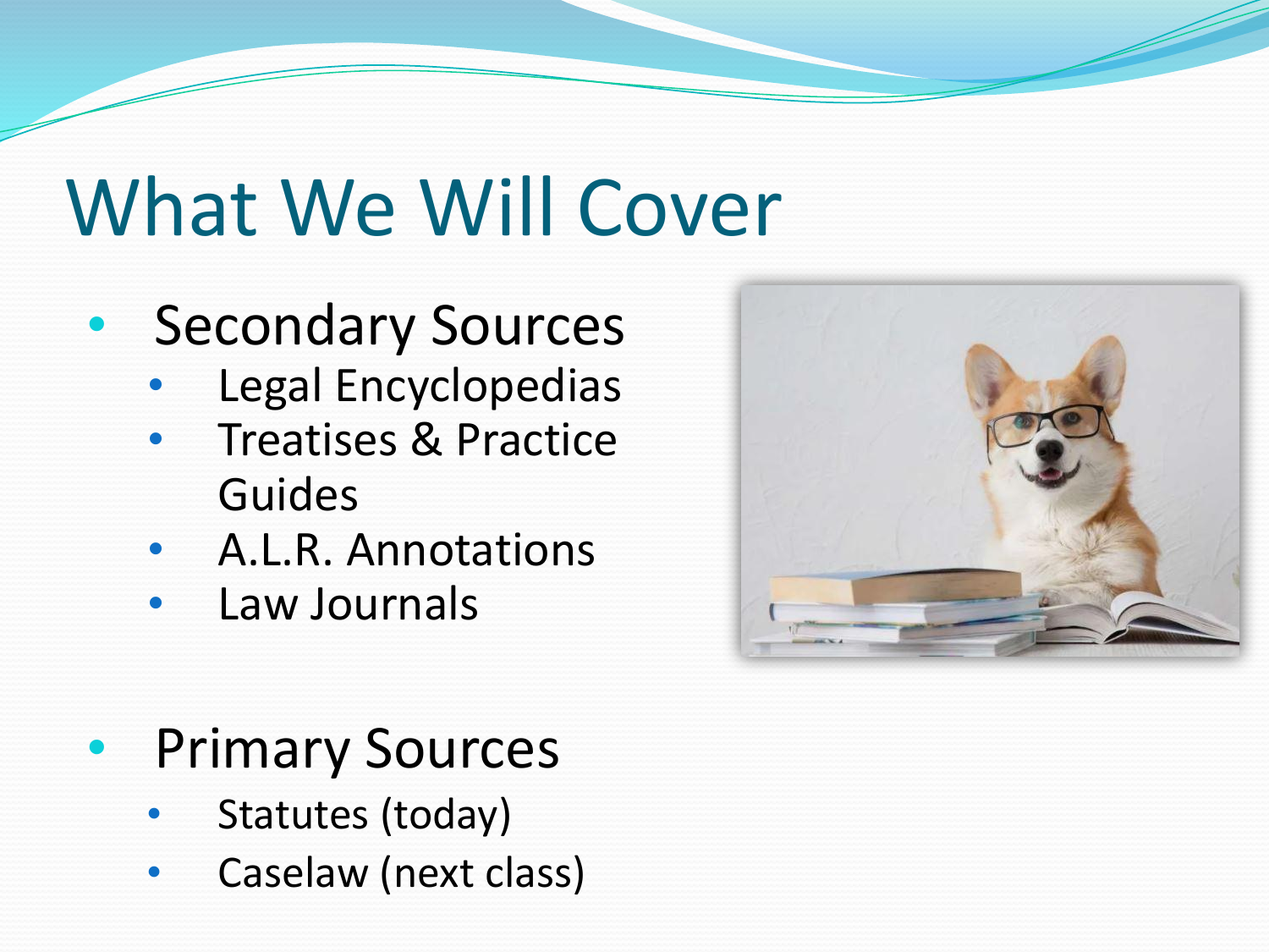# What We Will Cover

- Secondary Sources
  - Legal Encyclopedias
  - Treatises & Practice Guides
  - A.L.R. Annotations
  - Law Journals

- Primary Sources
  - Statutes (today)
  - Caselaw (next class)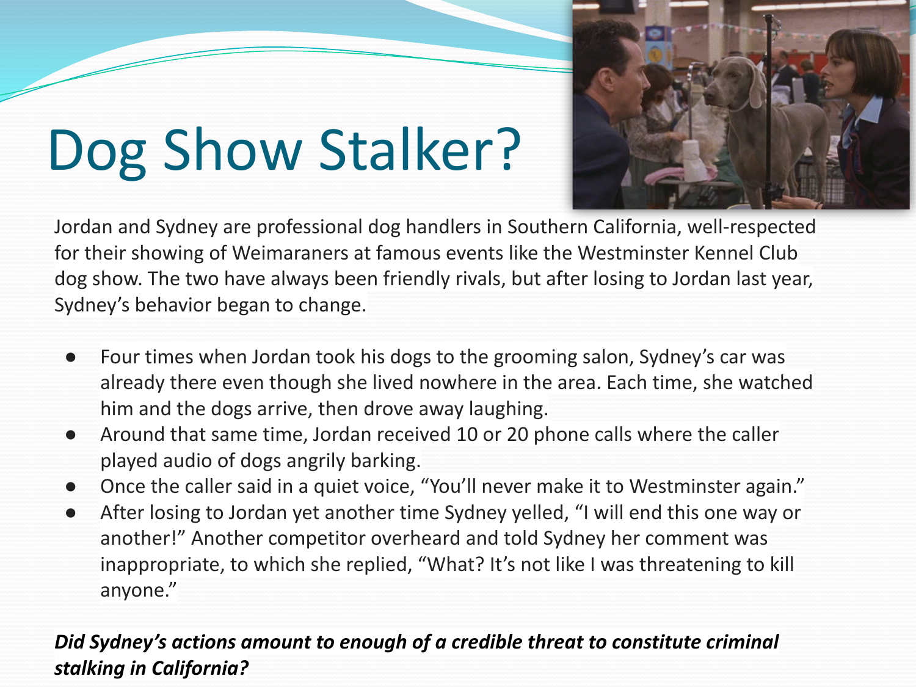# Dog Show Stalker?

Jordan and Sydney are professional dog handlers in Southern California, well-respected for their showing of Weimaraners at famous events like the Westminster Kennel Club dog show. The two have always been friendly rivals, but after losing to Jordan last year, Sydney's behavior began to change.

- Four times when Jordan took his dogs to the grooming salon, Sydney's car was already there even though she lived nowhere in the area. Each time, she watched him and the dogs arrive, then drove away laughing.
- Around that same time, Jordan received 10 or 20 phone calls where the caller played audio of dogs angrily barking.
- Once the caller said in a quiet voice, "You'll never make it to Westminster again."
- After losing to Jordan yet another time Sydney yelled, "I will end this one way or another!" Another competitor overheard and told Sydney her comment was inappropriate, to which she replied, "What? It's not like I was threatening to kill anyone."

***Did Sydney's actions amount to enough of a credible threat to constitute criminal stalking in California?***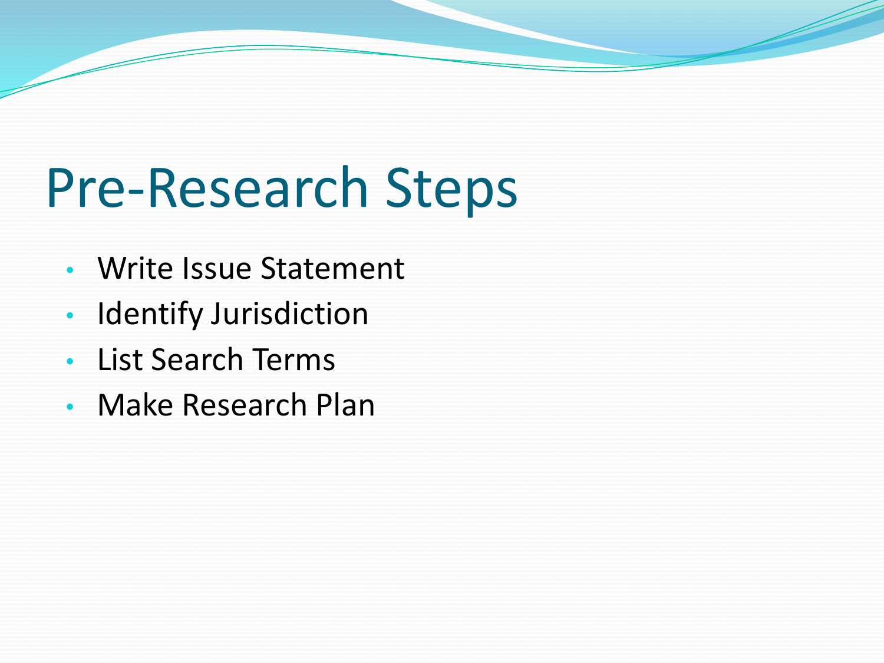# Pre-Research Steps

- Write Issue Statement
- Identify Jurisdiction
- List Search Terms
- Make Research Plan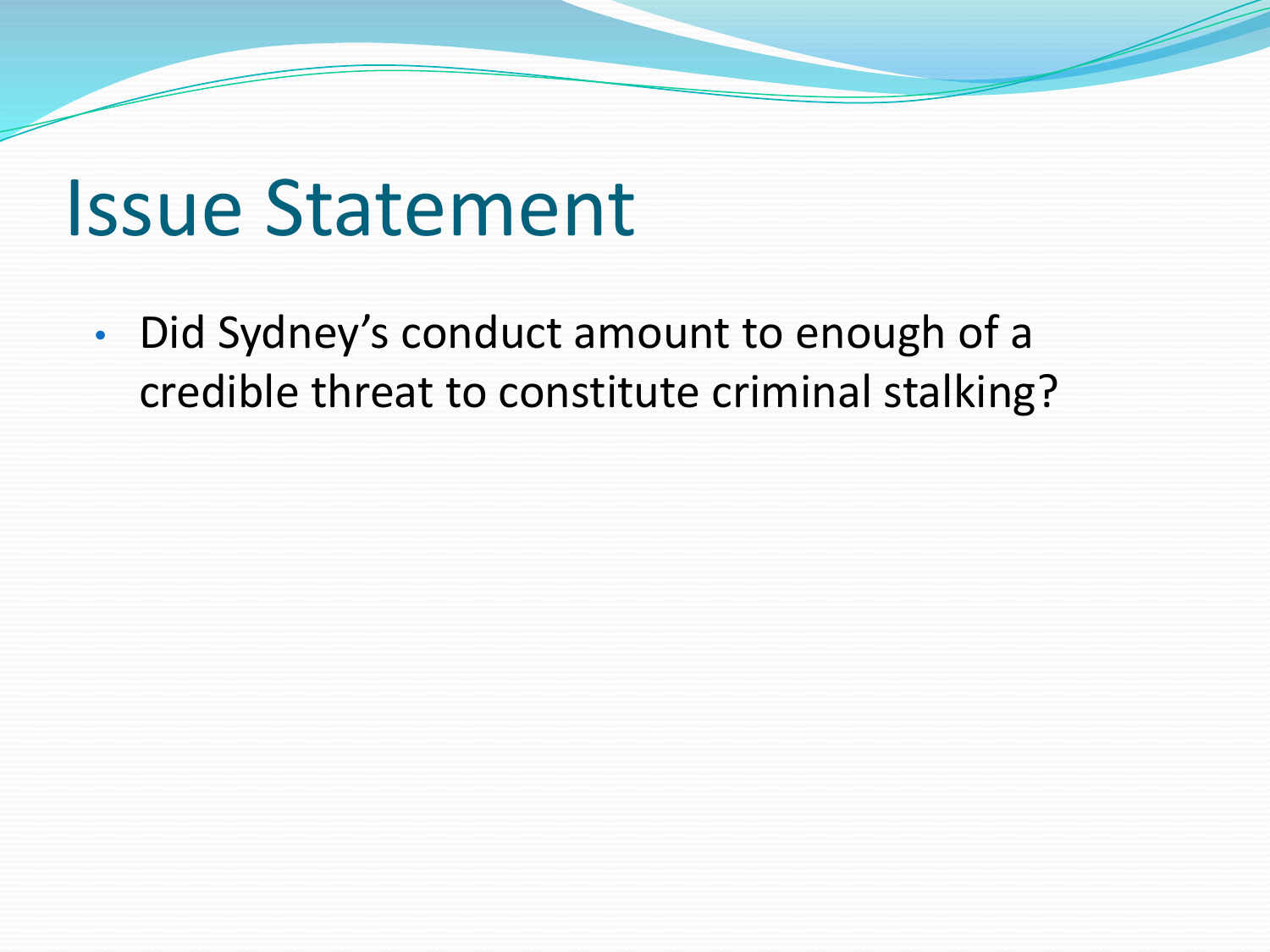# Issue Statement

- Did Sydney's conduct amount to enough of a credible threat to constitute criminal stalking?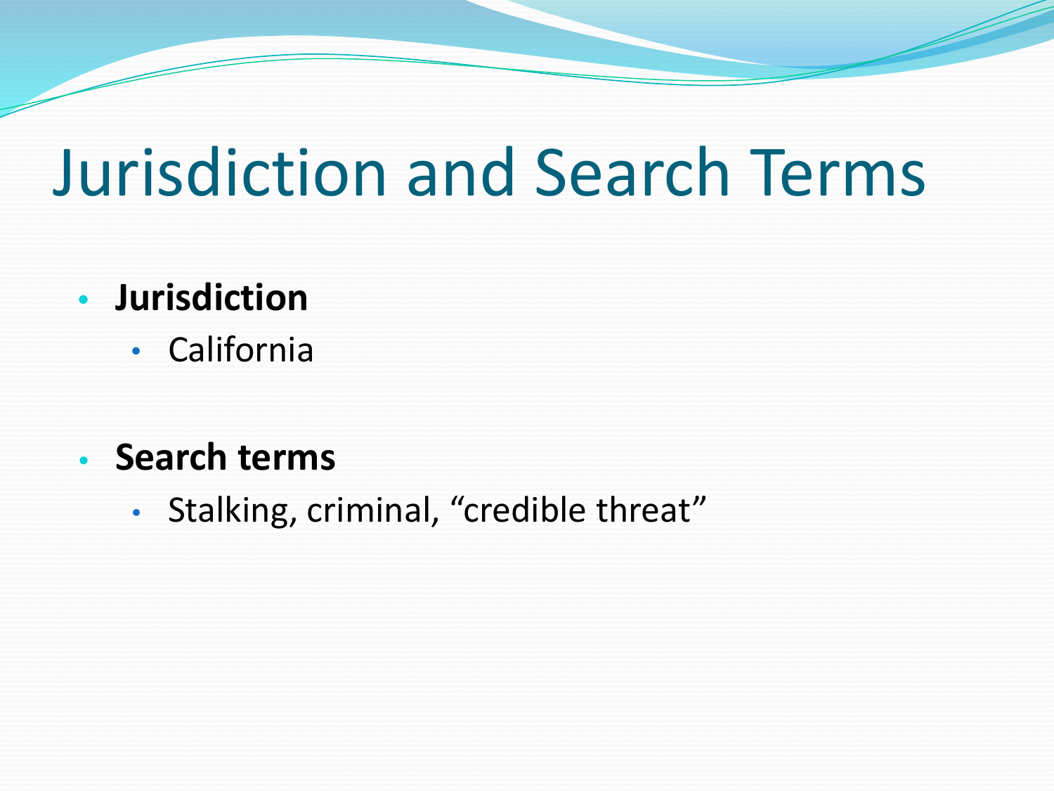# Jurisdiction and Search Terms

- **Jurisdiction**
  - California

- **Search terms**
  - Stalking, criminal, “credible threat”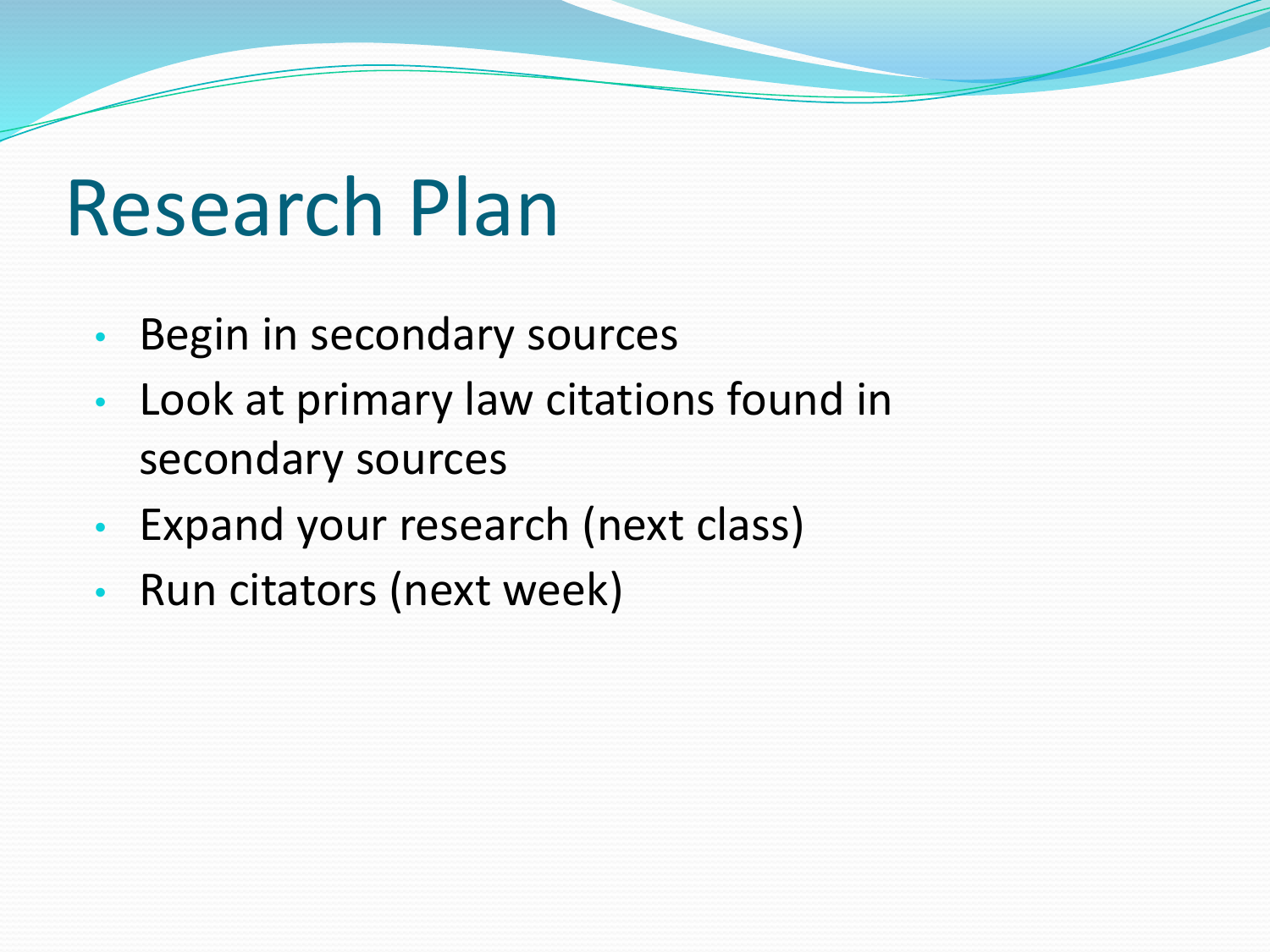# Research Plan

- Begin in secondary sources
- Look at primary law citations found in secondary sources
- Expand your research (next class)
- Run citators (next week)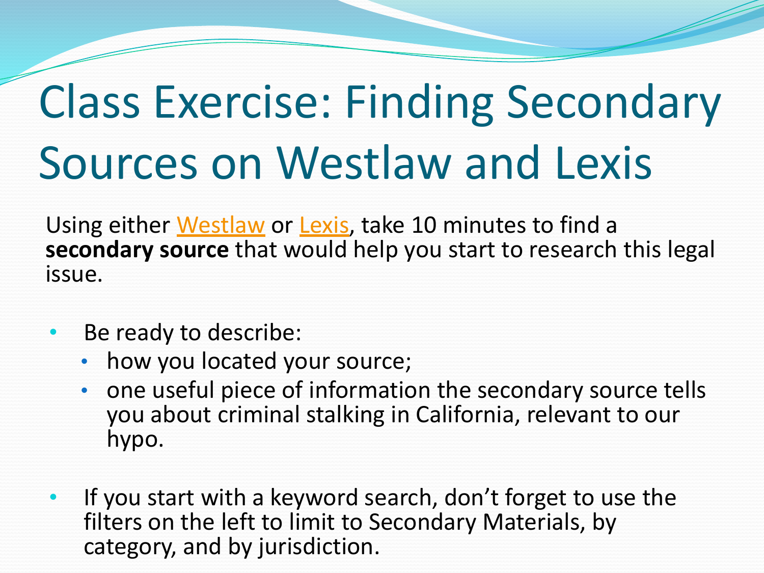# Class Exercise: Finding Secondary Sources on Westlaw and Lexis

Using either Westlaw or Lexis, take 10 minutes to find a **secondary source** that would help you start to research this legal issue.

- Be ready to describe:
  - how you located your source;
  - one useful piece of information the secondary source tells you about criminal stalking in California, relevant to our hypo.
- If you start with a keyword search, don't forget to use the filters on the left to limit to Secondary Materials, by category, and by jurisdiction.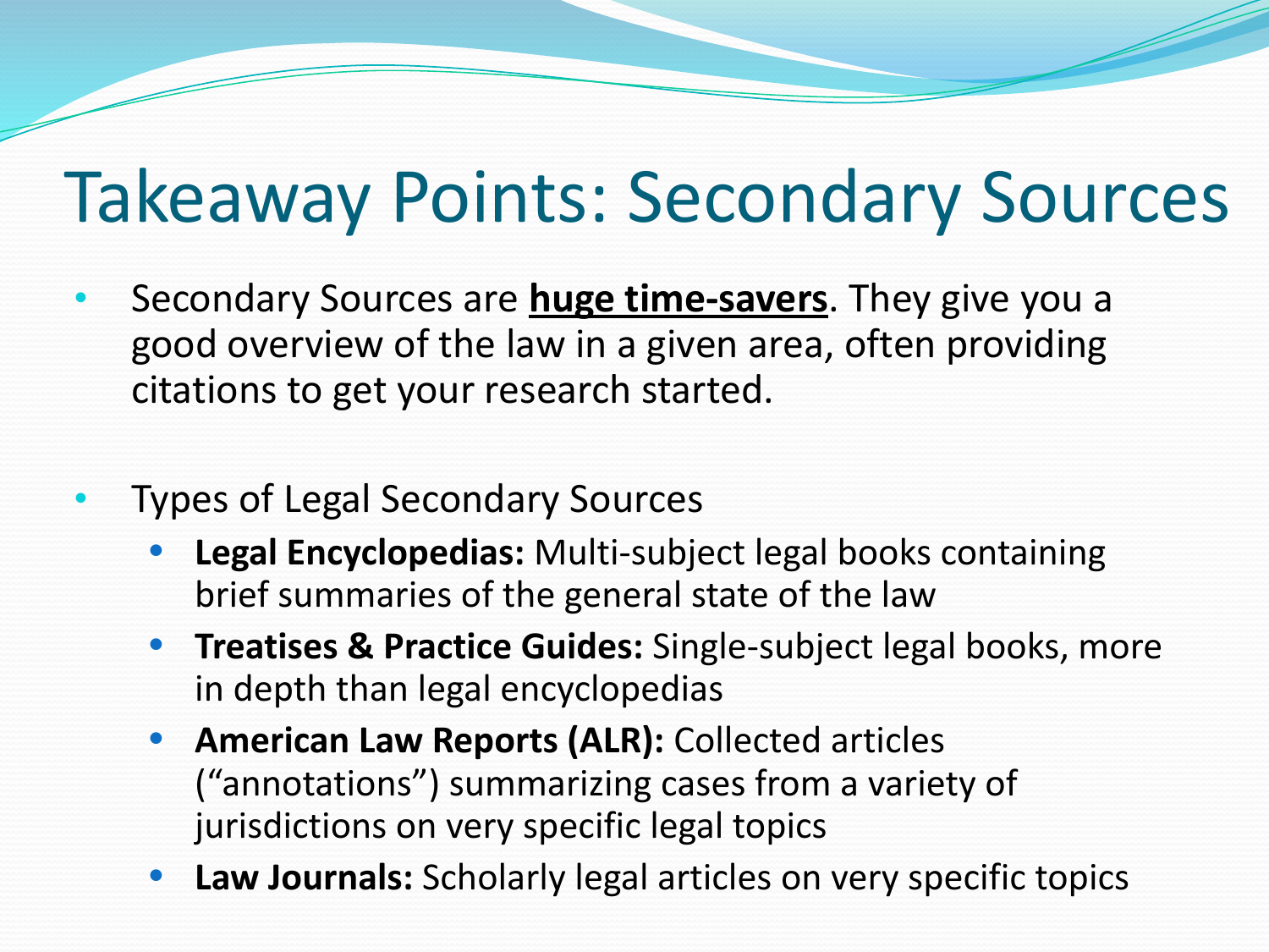# Takeaway Points: Secondary Sources

- Secondary Sources are **<u>huge time-savers</u>**. They give you a good overview of the law in a given area, often providing citations to get your research started.

- Types of Legal Secondary Sources
  - **Legal Encyclopedias:** Multi-subject legal books containing brief summaries of the general state of the law
  - **Treatises & Practice Guides:** Single-subject legal books, more in depth than legal encyclopedias
  - **American Law Reports (ALR):** Collected articles ("annotations") summarizing cases from a variety of jurisdictions on very specific legal topics
  - **Law Journals:** Scholarly legal articles on very specific topics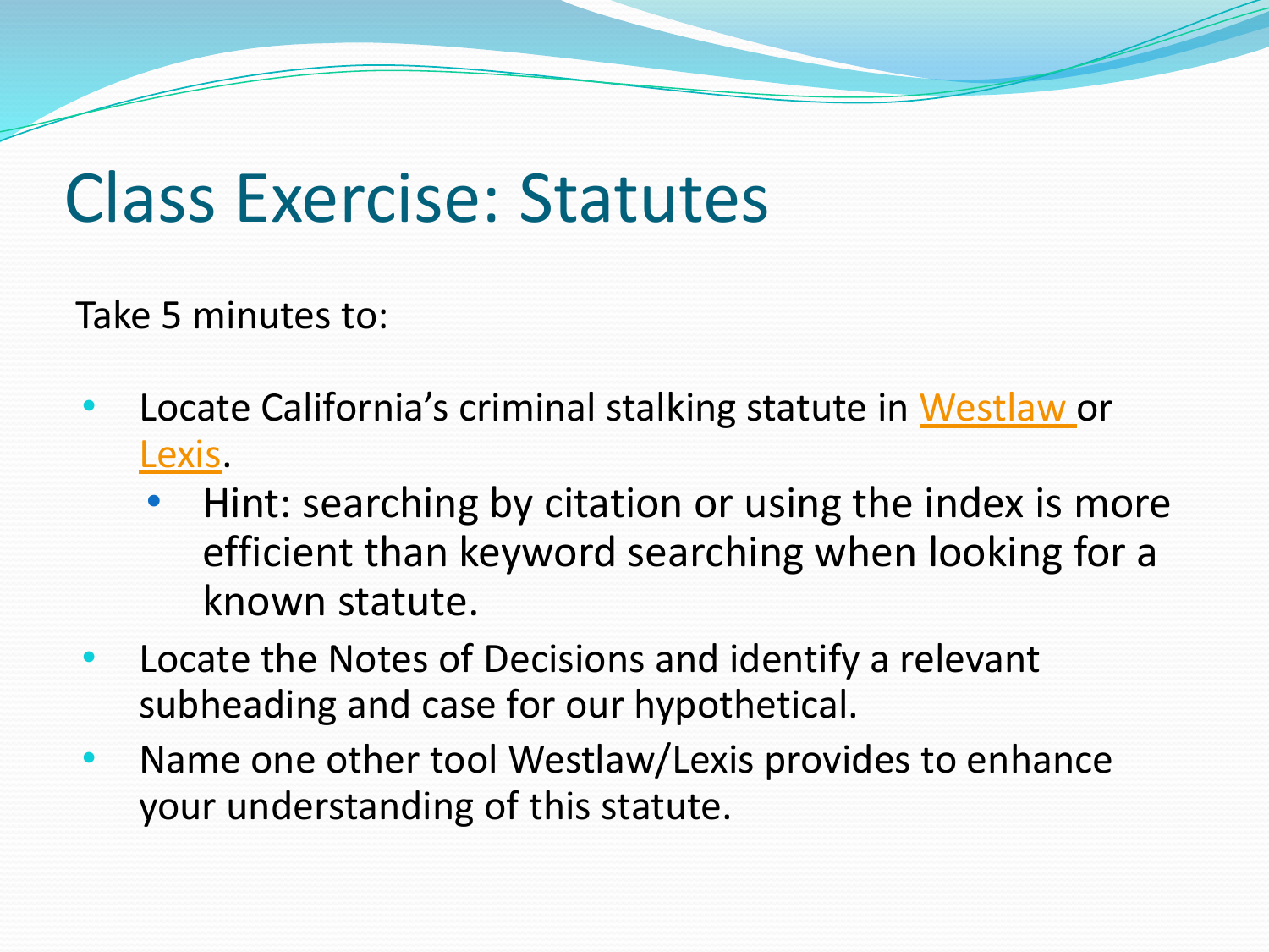# Class Exercise: Statutes

Take 5 minutes to:

- Locate California's criminal stalking statute in Westlaw or Lexis.
  - Hint: searching by citation or using the index is more efficient than keyword searching when looking for a known statute.
- Locate the Notes of Decisions and identify a relevant subheading and case for our hypothetical.
- Name one other tool Westlaw/Lexis provides to enhance your understanding of this statute.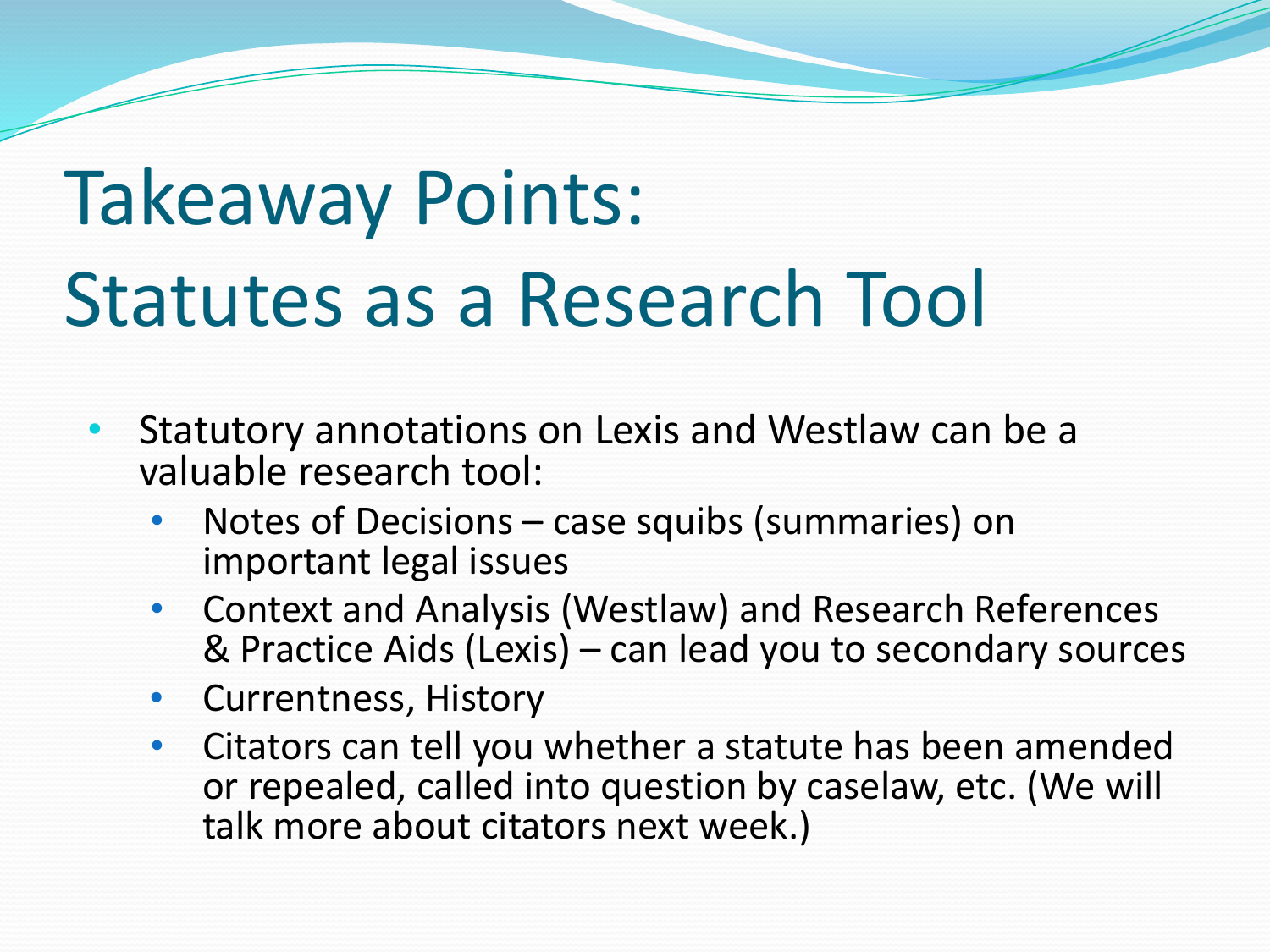# Takeaway Points: Statutes as a Research Tool

- Statutory annotations on Lexis and Westlaw can be a valuable research tool:
  - Notes of Decisions – case squibs (summaries) on important legal issues
  - Context and Analysis (Westlaw) and Research References & Practice Aids (Lexis) – can lead you to secondary sources
  - Currentness, History
  - Citators can tell you whether a statute has been amended or repealed, called into question by caselaw, etc. (We will talk more about citators next week.)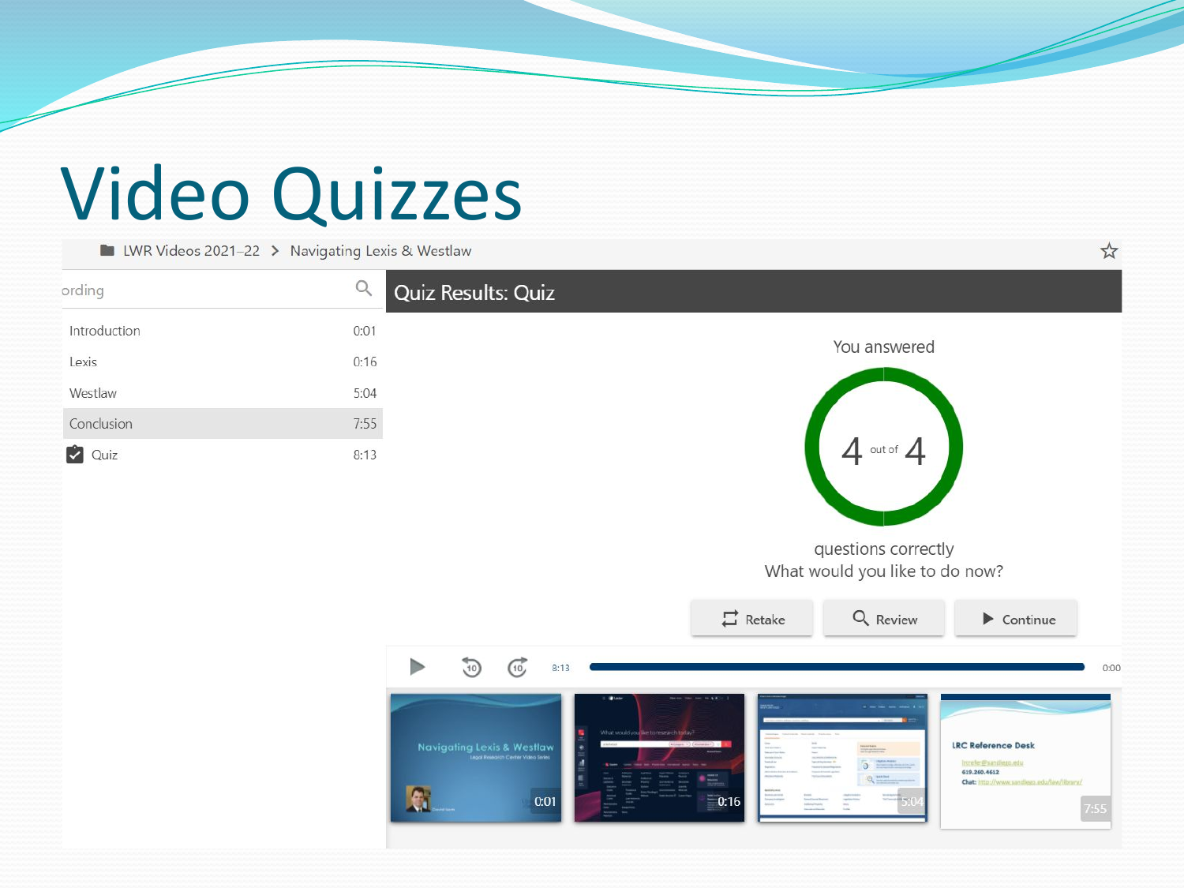# Video Quizzes

LWR Videos 2021–22 > Navigating Lexis & Westlaw

| | |
|---|---|
| Introduction | 0:01 |
| Lexis | 0:16 |
| Westlaw | 5:04 |
| Conclusion | 7:55 |
| Quiz | 8:13 |

Quiz Results: Quiz

You answered

4 out of 4

questions correctly

What would you like to do now?

Retake | Review | Continue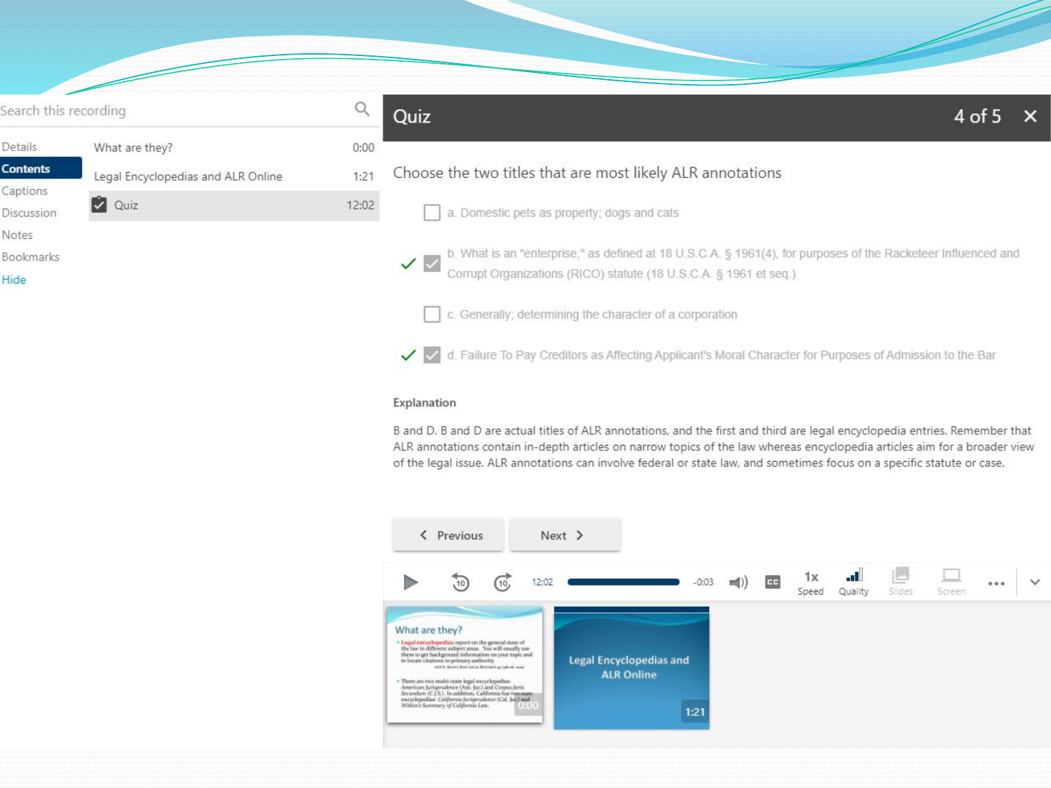Search this recording

- Details
- **Contents**
- Captions
- Discussion
- Notes
- Bookmarks
- Hide

| | |
|---|---|
| What are they? | 0:00 |
| Legal Encyclopedias and ALR Online | 1:21 |
| Quiz | 12:02 |

## Quiz

4 of 5

Choose the two titles that are most likely ALR annotations

- [ ] a. Domestic pets as property; dogs and cats
- [x] b. What is an "enterprise," as defined at 18 U.S.C.A. § 1961(4), for purposes of the Racketeer Influenced and Corrupt Organizations (RICO) statute (18 U.S.C.A. § 1961 et seq.)
- [ ] c. Generally; determining the character of a corporation
- [x] d. Failure To Pay Creditors as Affecting Applicant's Moral Character for Purposes of Admission to the Bar

**Explanation**

B and D. B and D are actual titles of ALR annotations, and the first and third are legal encyclopedia entries. Remember that ALR annotations contain in-depth articles on narrow topics of the law whereas encyclopedia articles aim for a broader view of the legal issue. ALR annotations can involve federal or state law, and sometimes focus on a specific statute or case.

< Previous Next >

12:02 -0:03 1x Speed Quality Slides Screen

What are they? 0:00

Legal Encyclopedias and ALR Online 1:21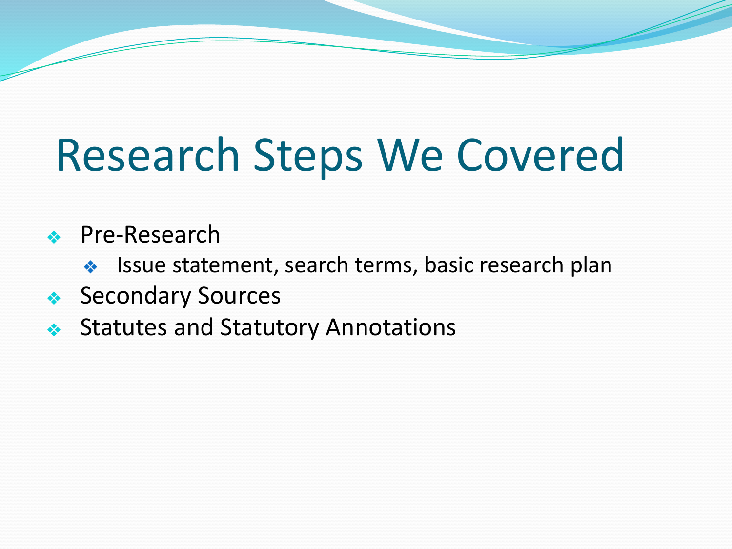# Research Steps We Covered

- Pre-Research
  - Issue statement, search terms, basic research plan
- Secondary Sources
- Statutes and Statutory Annotations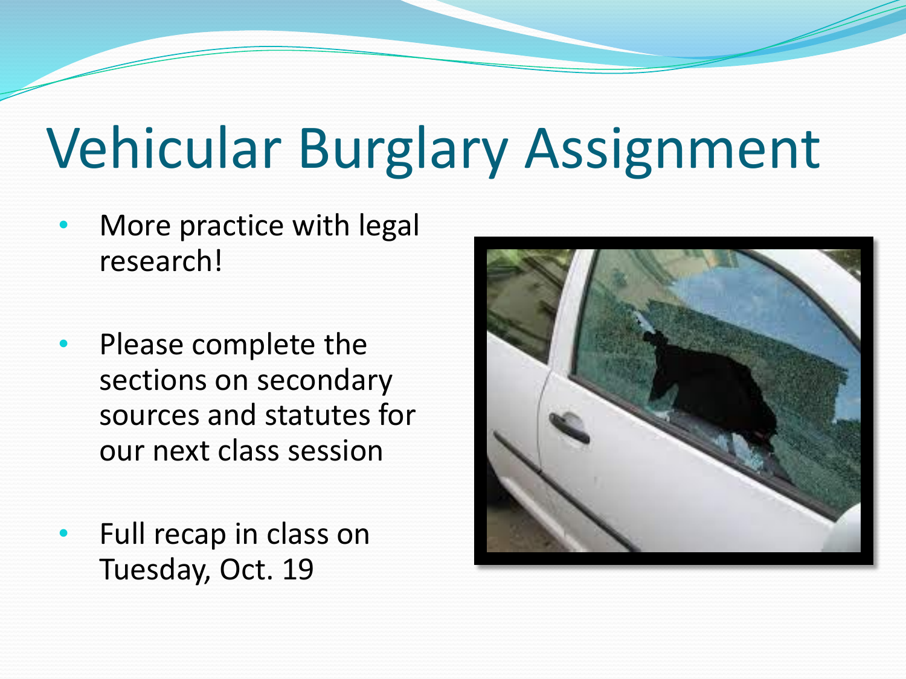# Vehicular Burglary Assignment

- More practice with legal research!
- Please complete the sections on secondary sources and statutes for our next class session
- Full recap in class on Tuesday, Oct. 19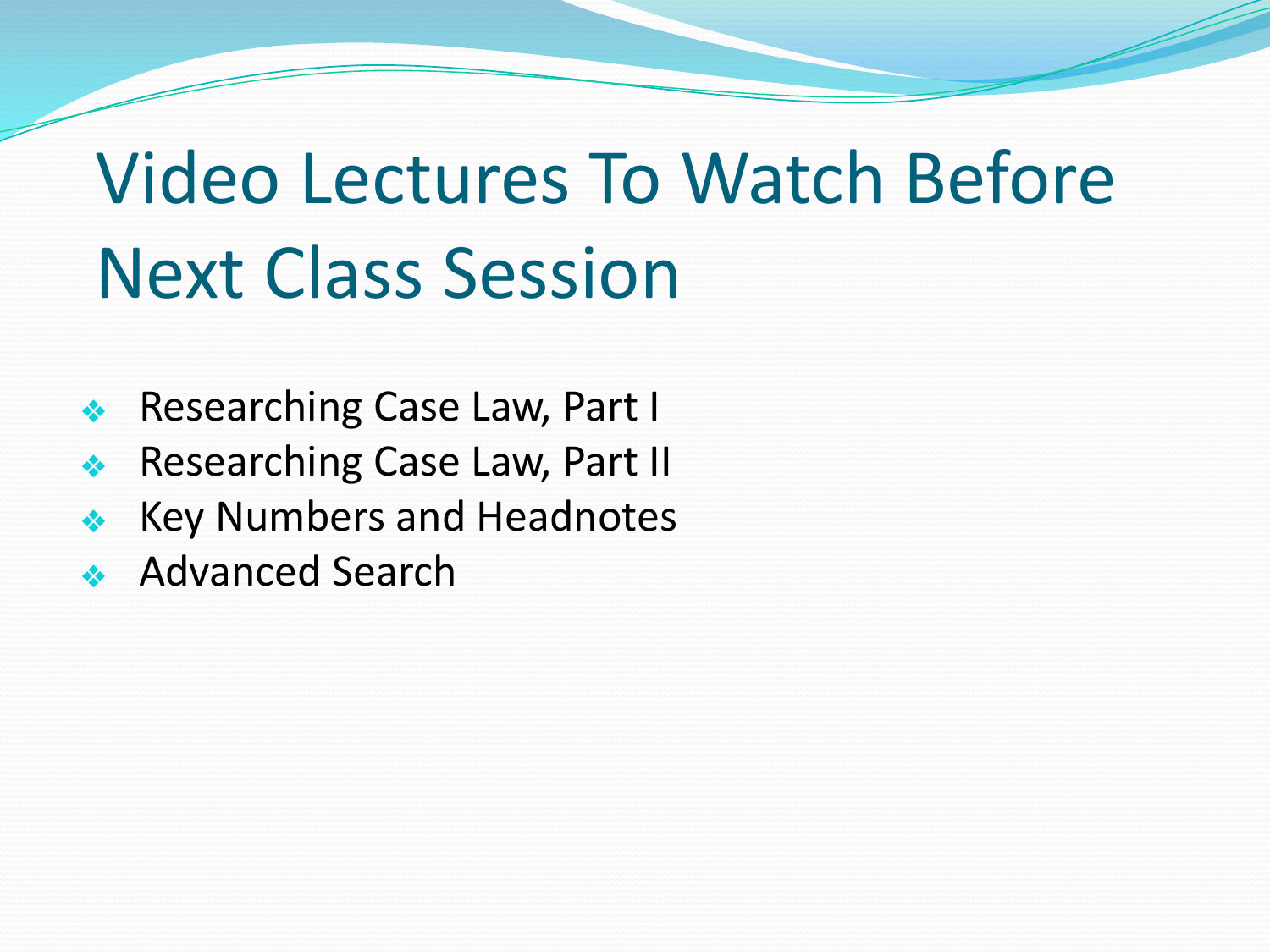# Video Lectures To Watch Before Next Class Session

- Researching Case Law, Part I
- Researching Case Law, Part II
- Key Numbers and Headnotes
- Advanced Search